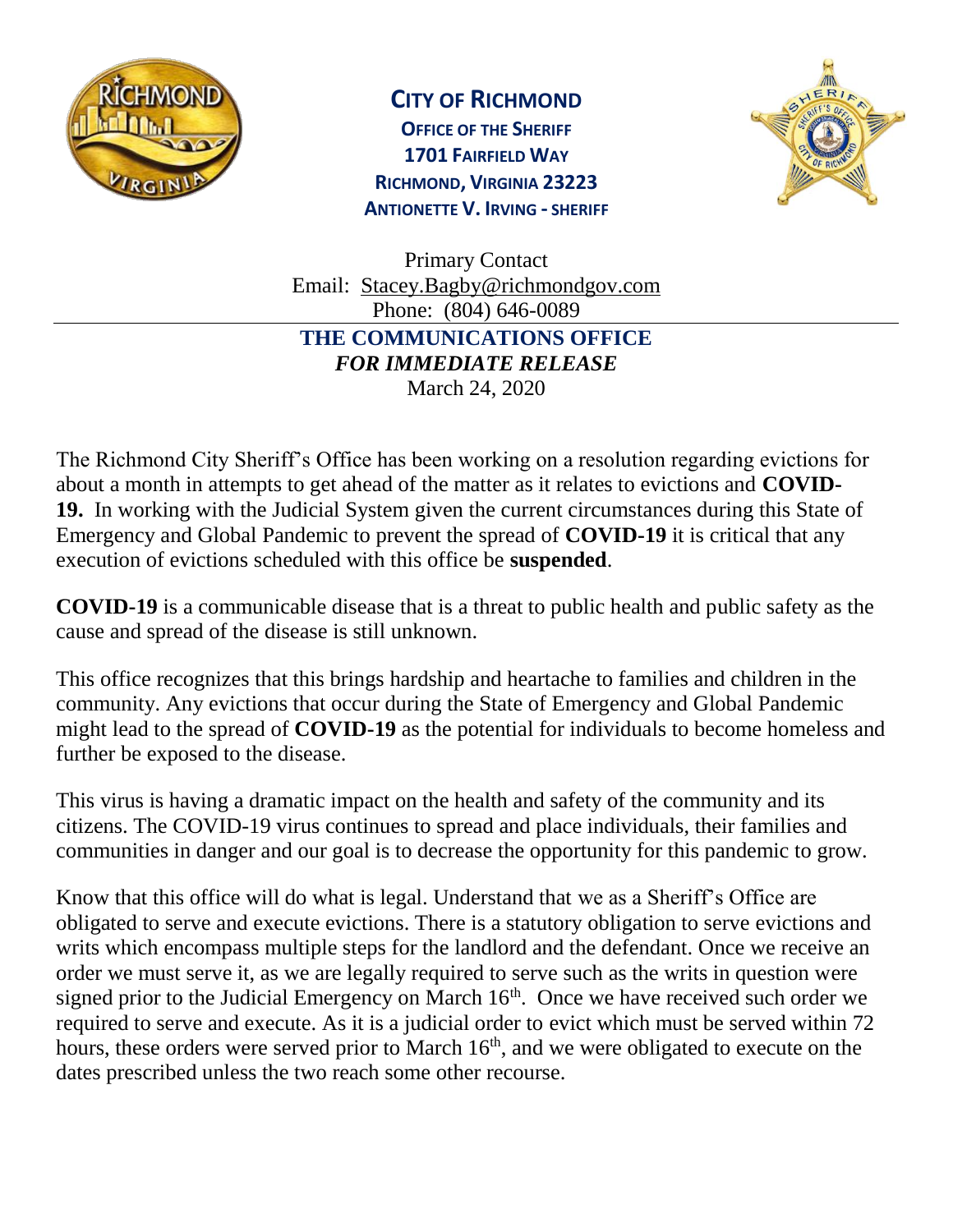**CITY OF RICHMOND**
**OFFICE OF THE SHERIFF**
**1701 FAIRFIELD WAY**
**RICHMOND, VIRGINIA 23223**
**ANTIONETTE V. IRVING - SHERIFF**

Primary Contact
Email: Stacey.Bagby@richmondgov.com
Phone: (804) 646-0089

---

**THE COMMUNICATIONS OFFICE**
***FOR IMMEDIATE RELEASE***
March 24, 2020

The Richmond City Sheriff's Office has been working on a resolution regarding evictions for about a month in attempts to get ahead of the matter as it relates to evictions and **COVID-19.** In working with the Judicial System given the current circumstances during this State of Emergency and Global Pandemic to prevent the spread of **COVID-19** it is critical that any execution of evictions scheduled with this office be **suspended**.

**COVID-19** is a communicable disease that is a threat to public health and public safety as the cause and spread of the disease is still unknown.

This office recognizes that this brings hardship and heartache to families and children in the community. Any evictions that occur during the State of Emergency and Global Pandemic might lead to the spread of **COVID-19** as the potential for individuals to become homeless and further be exposed to the disease.

This virus is having a dramatic impact on the health and safety of the community and its citizens. The COVID-19 virus continues to spread and place individuals, their families and communities in danger and our goal is to decrease the opportunity for this pandemic to grow.

Know that this office will do what is legal. Understand that we as a Sheriff's Office are obligated to serve and execute evictions. There is a statutory obligation to serve evictions and writs which encompass multiple steps for the landlord and the defendant. Once we receive an order we must serve it, as we are legally required to serve such as the writs in question were signed prior to the Judicial Emergency on March 16th. Once we have received such order we required to serve and execute. As it is a judicial order to evict which must be served within 72 hours, these orders were served prior to March 16th, and we were obligated to execute on the dates prescribed unless the two reach some other recourse.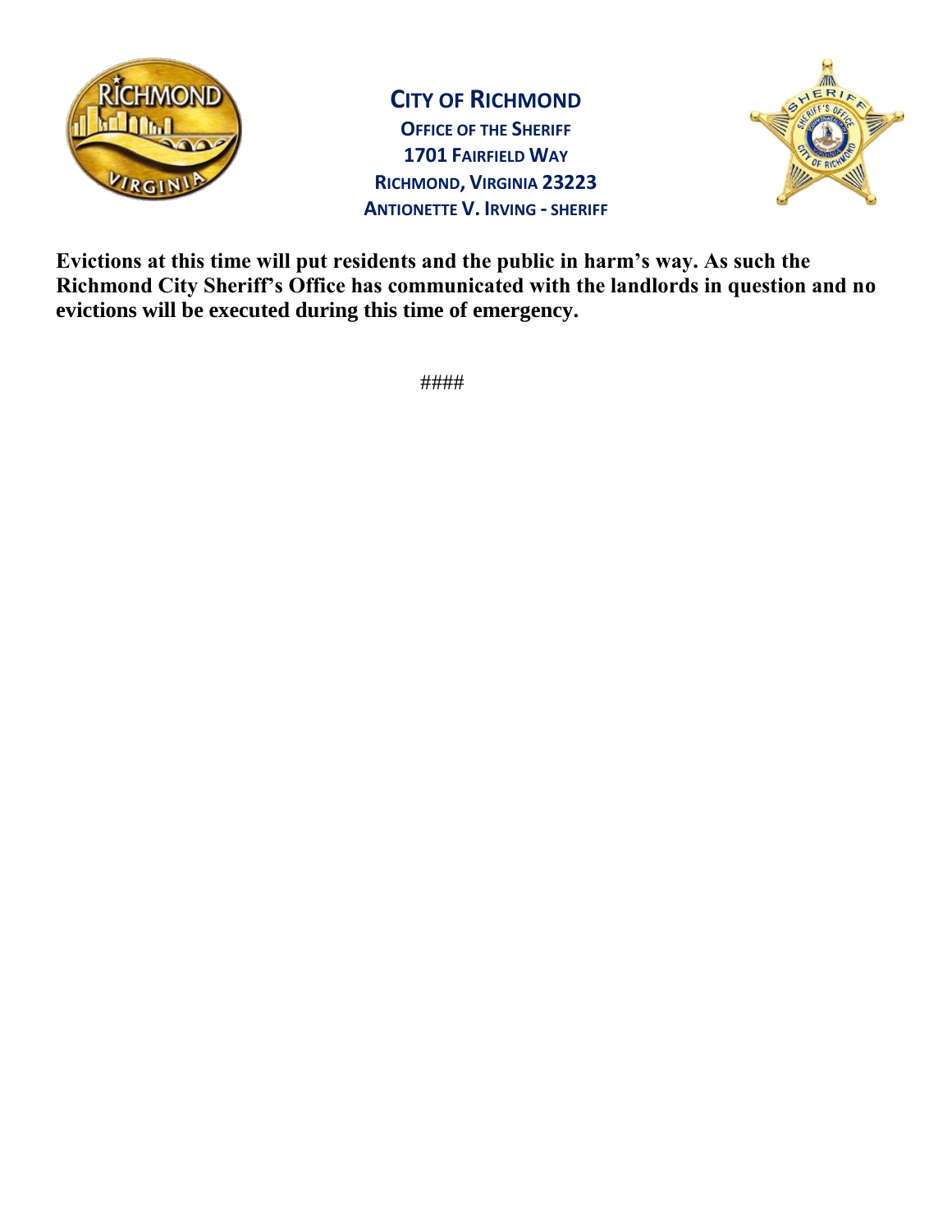**CITY OF RICHMOND**
**OFFICE OF THE SHERIFF**
**1701 FAIRFIELD WAY**
**RICHMOND, VIRGINIA 23223**
**ANTIONETTE V. IRVING - SHERIFF**

**Evictions at this time will put residents and the public in harm's way. As such the Richmond City Sheriff's Office has communicated with the landlords in question and no evictions will be executed during this time of emergency.**

####